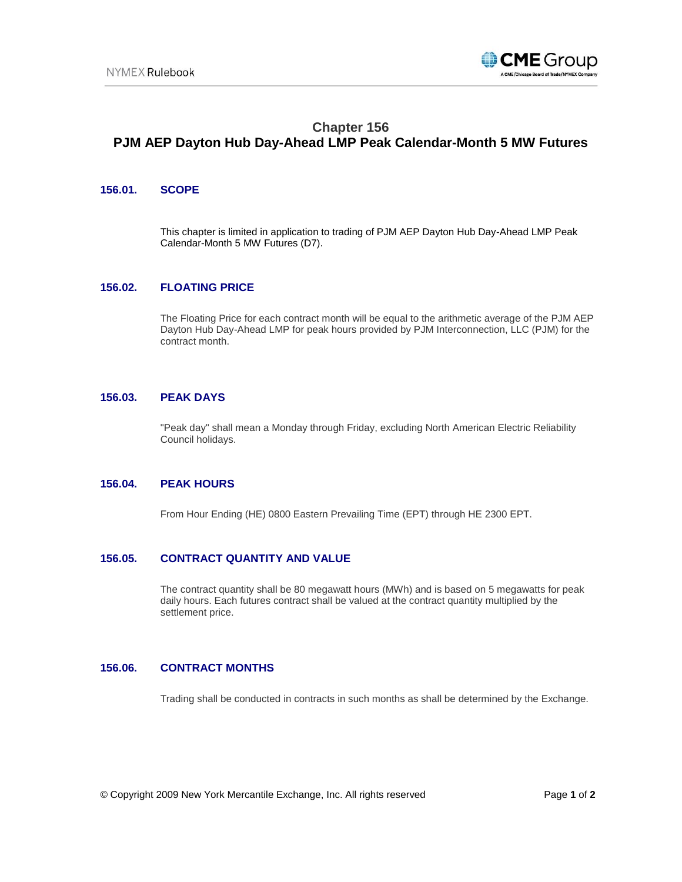# Chapter 156
# PJM AEP Dayton Hub Day-Ahead LMP Peak Calendar-Month 5 MW Futures

## 156.01. SCOPE

This chapter is limited in application to trading of PJM AEP Dayton Hub Day-Ahead LMP Peak Calendar-Month 5 MW Futures (D7).

## 156.02. FLOATING PRICE

The Floating Price for each contract month will be equal to the arithmetic average of the PJM AEP Dayton Hub Day-Ahead LMP for peak hours provided by PJM Interconnection, LLC (PJM) for the contract month.

## 156.03. PEAK DAYS

"Peak day" shall mean a Monday through Friday, excluding North American Electric Reliability Council holidays.

## 156.04. PEAK HOURS

From Hour Ending (HE) 0800 Eastern Prevailing Time (EPT) through HE 2300 EPT.

## 156.05. CONTRACT QUANTITY AND VALUE

The contract quantity shall be 80 megawatt hours (MWh) and is based on 5 megawatts for peak daily hours. Each futures contract shall be valued at the contract quantity multiplied by the settlement price.

## 156.06. CONTRACT MONTHS

Trading shall be conducted in contracts in such months as shall be determined by the Exchange.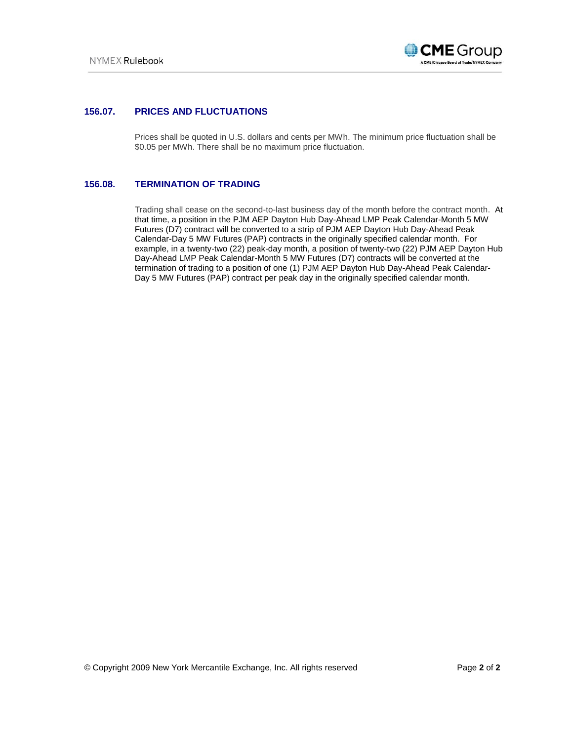## 156.07. PRICES AND FLUCTUATIONS

Prices shall be quoted in U.S. dollars and cents per MWh. The minimum price fluctuation shall be $0.05 per MWh. There shall be no maximum price fluctuation.

## 156.08. TERMINATION OF TRADING

Trading shall cease on the second-to-last business day of the month before the contract month. At that time, a position in the PJM AEP Dayton Hub Day-Ahead LMP Peak Calendar-Month 5 MW Futures (D7) contract will be converted to a strip of PJM AEP Dayton Hub Day-Ahead Peak Calendar-Day 5 MW Futures (PAP) contracts in the originally specified calendar month. For example, in a twenty-two (22) peak-day month, a position of twenty-two (22) PJM AEP Dayton Hub Day-Ahead LMP Peak Calendar-Month 5 MW Futures (D7) contracts will be converted at the termination of trading to a position of one (1) PJM AEP Dayton Hub Day-Ahead Peak Calendar-Day 5 MW Futures (PAP) contract per peak day in the originally specified calendar month.

© Copyright 2009 New York Mercantile Exchange, Inc. All rights reserved